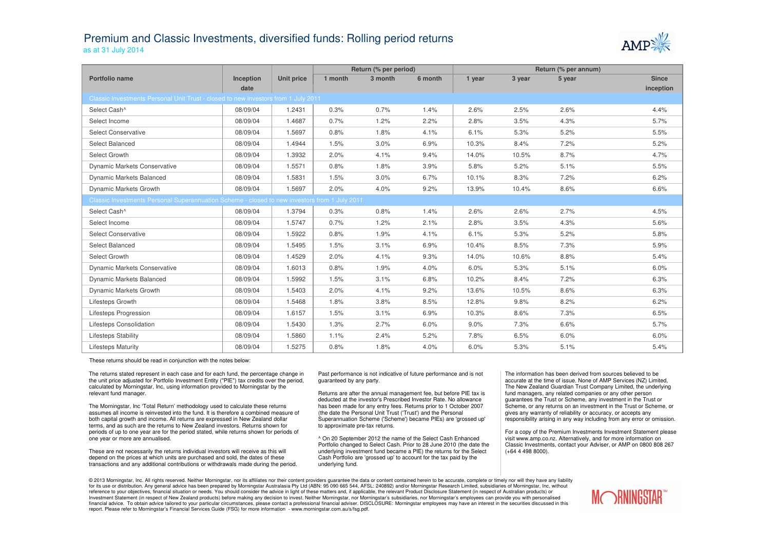# Premium and Classic Investments, diversified funds: Rolling period returns

as at 31 July 2014

| Portfolio name | Inception date | Unit price | Return (% per period) | | | Return (% per annum) | | | |
|---|---|---|---|---|---|---|---|---|---|
| | | | 1 month | 3 month | 6 month | 1 year | 3 year | 5 year | Since inception |
| **Classic Investments Personal Unit Trust - closed to new investors from 1 July 2011** | | | | | | | | | |
| Select Cash^ | 08/09/04 | 1.2431 | 0.3% | 0.7% | 1.4% | 2.6% | 2.5% | 2.6% | 4.4% |
| Select Income | 08/09/04 | 1.4687 | 0.7% | 1.2% | 2.2% | 2.8% | 3.5% | 4.3% | 5.7% |
| Select Conservative | 08/09/04 | 1.5697 | 0.8% | 1.8% | 4.1% | 6.1% | 5.3% | 5.2% | 5.5% |
| Select Balanced | 08/09/04 | 1.4944 | 1.5% | 3.0% | 6.9% | 10.3% | 8.4% | 7.2% | 5.2% |
| Select Growth | 08/09/04 | 1.3932 | 2.0% | 4.1% | 9.4% | 14.0% | 10.5% | 8.7% | 4.7% |
| Dynamic Markets Conservative | 08/09/04 | 1.5571 | 0.8% | 1.8% | 3.9% | 5.8% | 5.2% | 5.1% | 5.5% |
| Dynamic Markets Balanced | 08/09/04 | 1.5831 | 1.5% | 3.0% | 6.7% | 10.1% | 8.3% | 7.2% | 6.2% |
| Dynamic Markets Growth | 08/09/04 | 1.5697 | 2.0% | 4.0% | 9.2% | 13.9% | 10.4% | 8.6% | 6.6% |
| **Classic Investments Personal Superannuation Scheme - closed to new investors from 1 July 2011** | | | | | | | | | |
| Select Cash^ | 08/09/04 | 1.3794 | 0.3% | 0.8% | 1.4% | 2.6% | 2.6% | 2.7% | 4.5% |
| Select Income | 08/09/04 | 1.5747 | 0.7% | 1.2% | 2.1% | 2.8% | 3.5% | 4.3% | 5.6% |
| Select Conservative | 08/09/04 | 1.5922 | 0.8% | 1.9% | 4.1% | 6.1% | 5.3% | 5.2% | 5.8% |
| Select Balanced | 08/09/04 | 1.5495 | 1.5% | 3.1% | 6.9% | 10.4% | 8.5% | 7.3% | 5.9% |
| Select Growth | 08/09/04 | 1.4529 | 2.0% | 4.1% | 9.3% | 14.0% | 10.6% | 8.8% | 5.4% |
| Dynamic Markets Conservative | 08/09/04 | 1.6013 | 0.8% | 1.9% | 4.0% | 6.0% | 5.3% | 5.1% | 6.0% |
| Dynamic Markets Balanced | 08/09/04 | 1.5992 | 1.5% | 3.1% | 6.8% | 10.2% | 8.4% | 7.2% | 6.3% |
| Dynamic Markets Growth | 08/09/04 | 1.5403 | 2.0% | 4.1% | 9.2% | 13.6% | 10.5% | 8.6% | 6.3% |
| Lifesteps Growth | 08/09/04 | 1.5468 | 1.8% | 3.8% | 8.5% | 12.8% | 9.8% | 8.2% | 6.2% |
| Lifesteps Progression | 08/09/04 | 1.6157 | 1.5% | 3.1% | 6.9% | 10.3% | 8.6% | 7.3% | 6.5% |
| Lifesteps Consolidation | 08/09/04 | 1.5430 | 1.3% | 2.7% | 6.0% | 9.0% | 7.3% | 6.6% | 5.7% |
| Lifesteps Stability | 08/09/04 | 1.5860 | 1.1% | 2.4% | 5.2% | 7.8% | 6.5% | 6.0% | 6.0% |
| Lifesteps Maturity | 08/09/04 | 1.5275 | 0.8% | 1.8% | 4.0% | 6.0% | 5.3% | 5.1% | 5.4% |

These returns should be read in conjunction with the notes below:

The returns stated represent in each case and for each fund, the percentage change in the unit price adjusted for Portfolio Investment Entity ("PIE") tax credits over the period, calculated by Morningstar, Inc, using information provided to Morningstar by the relevant fund manager.

The Morningstar, Inc 'Total Return' methodology used to calculate these returns assumes all income is reinvested into the fund. It is therefore a combined measure of both capital growth and income. All returns are expressed in New Zealand dollar terms, and as such are the returns to New Zealand investors. Returns shown for periods of up to one year are for the period stated, while returns shown for periods of one year or more are annualised.

These are not necessarily the returns individual investors will receive as this will depend on the prices at which units are purchased and sold, the dates of these transactions and any additional contributions or withdrawals made during the period.

Past performance is not indicative of future performance and is not guaranteed by any party.

Returns are after the annual management fee, but before PIE tax is deducted at the investor's Prescribed Investor Rate. No allowance has been made for any entry fees. Returns prior to 1 October 2007 (the date the Personal Unit Trust ('Trust') and the Personal Superannuation Scheme ('Scheme') became PIEs) are 'grossed up' to approximate pre-tax returns.

^ On 20 September 2012 the name of the Select Cash Enhanced Portfolio changed to Select Cash. Prior to 28 June 2010 (the date the underlying investment fund became a PIE) the returns for the Select Cash Portfolio are 'grossed up' to account for the tax paid by the underlying fund.

The information has been derived from sources believed to be accurate at the time of issue. None of AMP Services (NZ) Limited, The New Zealand Guardian Trust Company Limited, the underlying fund managers, any related companies or any other person guarantees the Trust or Scheme, any investment in the Trust or Scheme, or any returns on an investment in the Trust or Scheme, or gives any warranty of reliability or accuracy, or accepts any responsibility arising in any way including from any error or omission.

For a copy of the Premium Investments Investment Statement please visit www.amp.co.nz. Alternatively, and for more information on Classic Investments, contact your Adviser, or AMP on 0800 808 267 (+64 4 498 8000).

© 2013 Morningstar, Inc. All rights reserved. Neither Morningstar, nor its affiliates nor their content providers guarantee the data or content contained herein to be accurate, complete or timely nor will they have any liability for its use or distribution. Any general advice has been prepared by Morningstar Australasia Pty Ltd (ABN: 95 090 665 544, AFSL: 240892) and/or Morningstar Research Limited, subsidiaries of Morningstar, Inc, without reference to your objectives, financial situation or needs. You should consider the advice in light of these matters and, if applicable, the relevant Product Disclosure Statement (in respect of Australian products) or Investment Statement (in respect of New Zealand products) before making any decision to invest. Neither Morningstar, nor Morningstar's subsidiaries, nor Morningstar's employees can provide you with personalised financial advice. To obtain advice tailored to your particular circumstances, please contact a professional financial adviser. DISCLOSURE: Morningstar employees may have an interest in the securities discussed in this report. Please refer to Morningstar's Financial Services Guide (FSG) for more information - www.morningstar.com.au/s/fsg.pdf.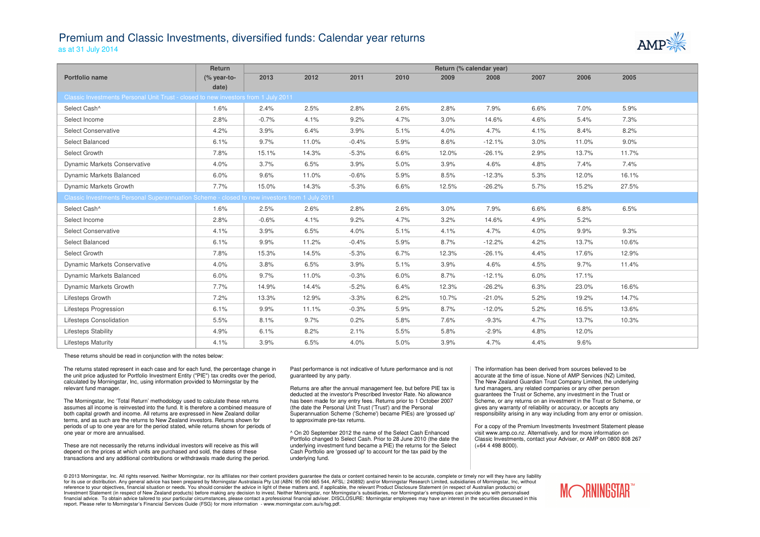# Premium and Classic Investments, diversified funds: Calendar year returns

as at 31 July 2014

| Portfolio name | Return (% year-to-date) | Return (% calendar year) | | | | | | | | |
|---|---|---|---|---|---|---|---|---|---|---|
| | | 2013 | 2012 | 2011 | 2010 | 2009 | 2008 | 2007 | 2006 | 2005 |
| **Classic Investments Personal Unit Trust - closed to new investors from 1 July 2011** | | | | | | | | | | |
| Select Cash^ | 1.6% | 2.4% | 2.5% | 2.8% | 2.6% | 2.8% | 7.9% | 6.6% | 7.0% | 5.9% |
| Select Income | 2.8% | -0.7% | 4.1% | 9.2% | 4.7% | 3.0% | 14.6% | 4.6% | 5.4% | 7.3% |
| Select Conservative | 4.2% | 3.9% | 6.4% | 3.9% | 5.1% | 4.0% | 4.7% | 4.1% | 8.4% | 8.2% |
| Select Balanced | 6.1% | 9.7% | 11.0% | -0.4% | 5.9% | 8.6% | -12.1% | 3.0% | 11.0% | 9.0% |
| Select Growth | 7.8% | 15.1% | 14.3% | -5.3% | 6.6% | 12.0% | -26.1% | 2.9% | 13.7% | 11.7% |
| Dynamic Markets Conservative | 4.0% | 3.7% | 6.5% | 3.9% | 5.0% | 3.9% | 4.6% | 4.8% | 7.4% | 7.4% |
| Dynamic Markets Balanced | 6.0% | 9.6% | 11.0% | -0.6% | 5.9% | 8.5% | -12.3% | 5.3% | 12.0% | 16.1% |
| Dynamic Markets Growth | 7.7% | 15.0% | 14.3% | -5.3% | 6.6% | 12.5% | -26.2% | 5.7% | 15.2% | 27.5% |
| **Classic Investments Personal Superannuation Scheme - closed to new investors from 1 July 2011** | | | | | | | | | | |
| Select Cash^ | 1.6% | 2.5% | 2.6% | 2.8% | 2.6% | 3.0% | 7.9% | 6.6% | 6.8% | 6.5% |
| Select Income | 2.8% | -0.6% | 4.1% | 9.2% | 4.7% | 3.2% | 14.6% | 4.9% | 5.2% | |
| Select Conservative | 4.1% | 3.9% | 6.5% | 4.0% | 5.1% | 4.1% | 4.7% | 4.0% | 9.9% | 9.3% |
| Select Balanced | 6.1% | 9.9% | 11.2% | -0.4% | 5.9% | 8.7% | -12.2% | 4.2% | 13.7% | 10.6% |
| Select Growth | 7.8% | 15.3% | 14.5% | -5.3% | 6.7% | 12.3% | -26.1% | 4.4% | 17.6% | 12.9% |
| Dynamic Markets Conservative | 4.0% | 3.8% | 6.5% | 3.9% | 5.1% | 3.9% | 4.6% | 4.5% | 9.7% | 11.4% |
| Dynamic Markets Balanced | 6.0% | 9.7% | 11.0% | -0.3% | 6.0% | 8.7% | -12.1% | 6.0% | 17.1% | |
| Dynamic Markets Growth | 7.7% | 14.9% | 14.4% | -5.2% | 6.4% | 12.3% | -26.2% | 6.3% | 23.0% | 16.6% |
| Lifesteps Growth | 7.2% | 13.3% | 12.9% | -3.3% | 6.2% | 10.7% | -21.0% | 5.2% | 19.2% | 14.7% |
| Lifesteps Progression | 6.1% | 9.9% | 11.1% | -0.3% | 5.9% | 8.7% | -12.0% | 5.2% | 16.5% | 13.6% |
| Lifesteps Consolidation | 5.5% | 8.1% | 9.7% | 0.2% | 5.8% | 7.6% | -9.3% | 4.7% | 13.7% | 10.3% |
| Lifesteps Stability | 4.9% | 6.1% | 8.2% | 2.1% | 5.5% | 5.8% | -2.9% | 4.8% | 12.0% | |
| Lifesteps Maturity | 4.1% | 3.9% | 6.5% | 4.0% | 5.0% | 3.9% | 4.7% | 4.4% | 9.6% | |

These returns should be read in conjunction with the notes below:

The returns stated represent in each case and for each fund, the percentage change in the unit price adjusted for Portfolio Investment Entity ("PIE") tax credits over the period, calculated by Morningstar, Inc, using information provided to Morningstar by the relevant fund manager.

The Morningstar, Inc 'Total Return' methodology used to calculate these returns assumes all income is reinvested into the fund. It is therefore a combined measure of both capital growth and income. All returns are expressed in New Zealand dollar terms, and as such are the returns to New Zealand investors. Returns shown for periods of up to one year are for the period stated, while returns shown for periods of one year or more are annualised.

These are not necessarily the returns individual investors will receive as this will depend on the prices at which units are purchased and sold, the dates of these transactions and any additional contributions or withdrawals made during the period.

Past performance is not indicative of future performance and is not guaranteed by any party.

Returns are after the annual management fee, but before PIE tax is deducted at the investor's Prescribed Investor Rate. No allowance has been made for any entry fees. Returns prior to 1 October 2007 (the date the Personal Unit Trust ('Trust') and the Personal Superannuation Scheme ('Scheme') became PIEs) are 'grossed up' to approximate pre-tax returns.

^ On 20 September 2012 the name of the Select Cash Enhanced Portfolio changed to Select Cash. Prior to 28 June 2010 (the date the underlying investment fund became a PIE) the returns for the Select Cash Portfolio are 'grossed up' to account for the tax paid by the underlying fund.

The information has been derived from sources believed to be accurate at the time of issue. None of AMP Services (NZ) Limited, The New Zealand Guardian Trust Company Limited, the underlying fund managers, any related companies or any other person guarantees the Trust or Scheme, any investment in the Trust or Scheme, or any returns on an investment in the Trust or Scheme, or gives any warranty of reliability or accuracy, or accepts any responsibility arising in any way including from any error or omission.

For a copy of the Premium Investments Investment Statement please visit www.amp.co.nz. Alternatively, and for more information on Classic Investments, contact your Adviser, or AMP on 0800 808 267 (+64 4 498 8000).

© 2013 Morningstar, Inc. All rights reserved. Neither Morningstar, nor its affiliates nor their content providers guarantee the data or content contained herein to be accurate, complete or timely nor will they have any liability for its use or distribution. Any general advice has been prepared by Morningstar Australasia Pty Ltd (ABN: 95 090 665 544, AFSL: 240892) and/or Morningstar Research Limited, subsidiaries of Morningstar, Inc, without reference to your objectives, financial situation or needs. You should consider the advice in light of these matters and, if applicable, the relevant Product Disclosure Statement (in respect of Australian products) or Investment Statement (in respect of New Zealand products) before making any decision to invest. Neither Morningstar, nor Morningstar's subsidiaries, nor Morningstar's employees can provide you with personalised financial advice. To obtain advice tailored to your particular circumstances, please contact a professional financial adviser. DISCLOSURE: Morningstar employees may have an interest in the securities discussed in this report. Please refer to Morningstar's Financial Services Guide (FSG) for more information - www.morningstar.com.au/s/fsg.pdf.